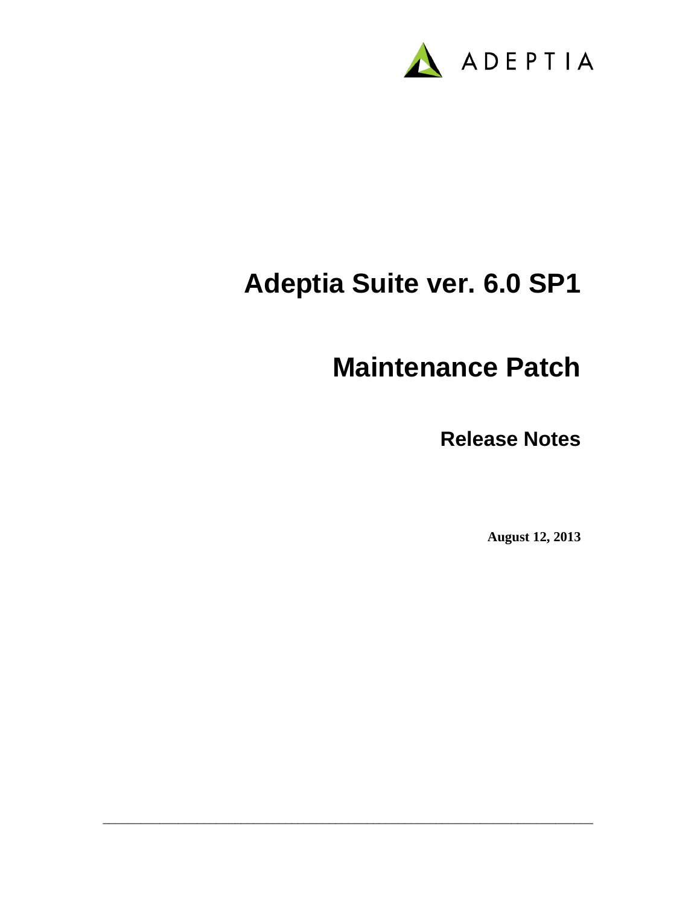ADEPTIA

# Adeptia Suite ver. 6.0 SP1

# Maintenance Patch

## Release Notes

**August 12, 2013**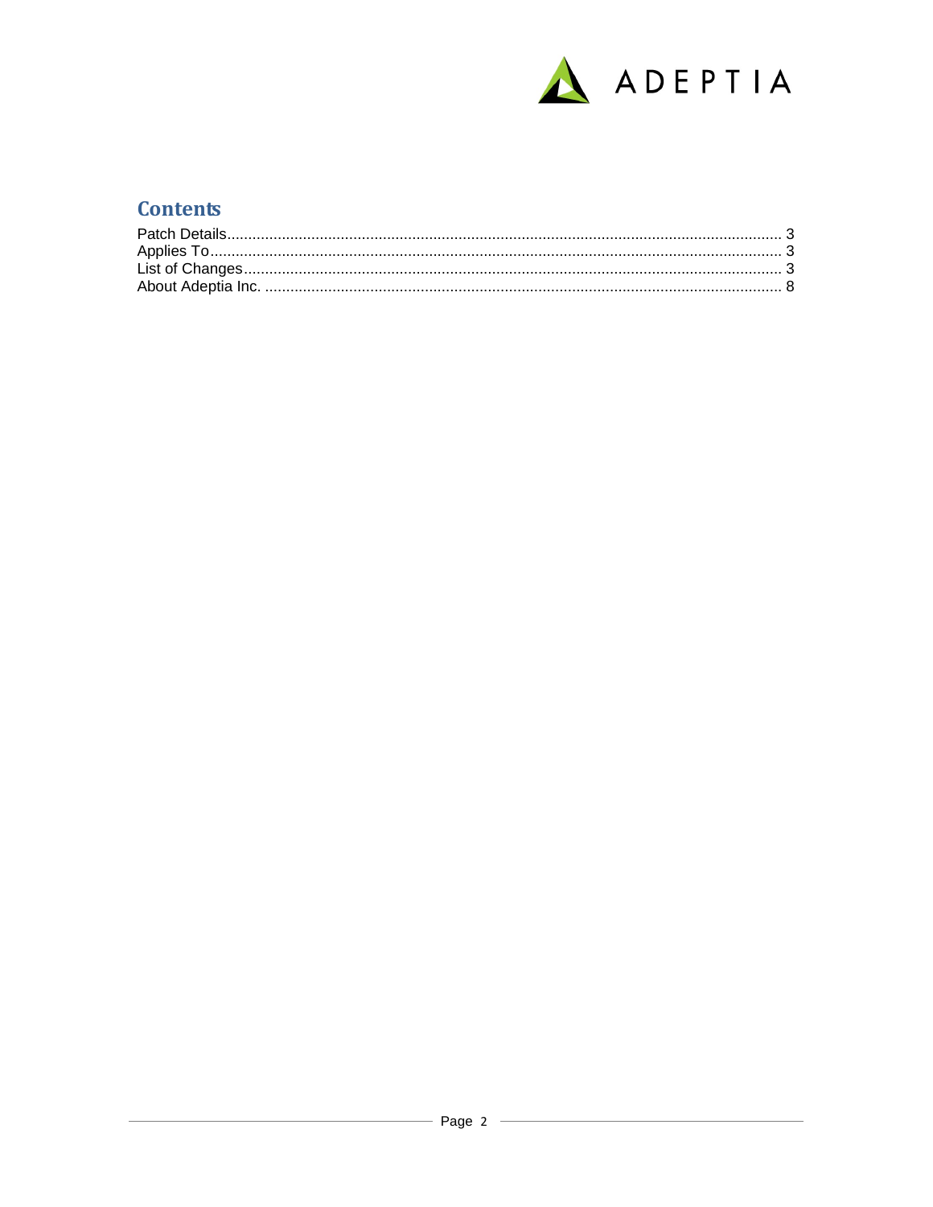## Contents

Patch Details........................................................................................................................................ 3
Applies To............................................................................................................................................ 3
List of Changes..................................................................................................................................... 3
About Adeptia Inc. ................................................................................................................................ 8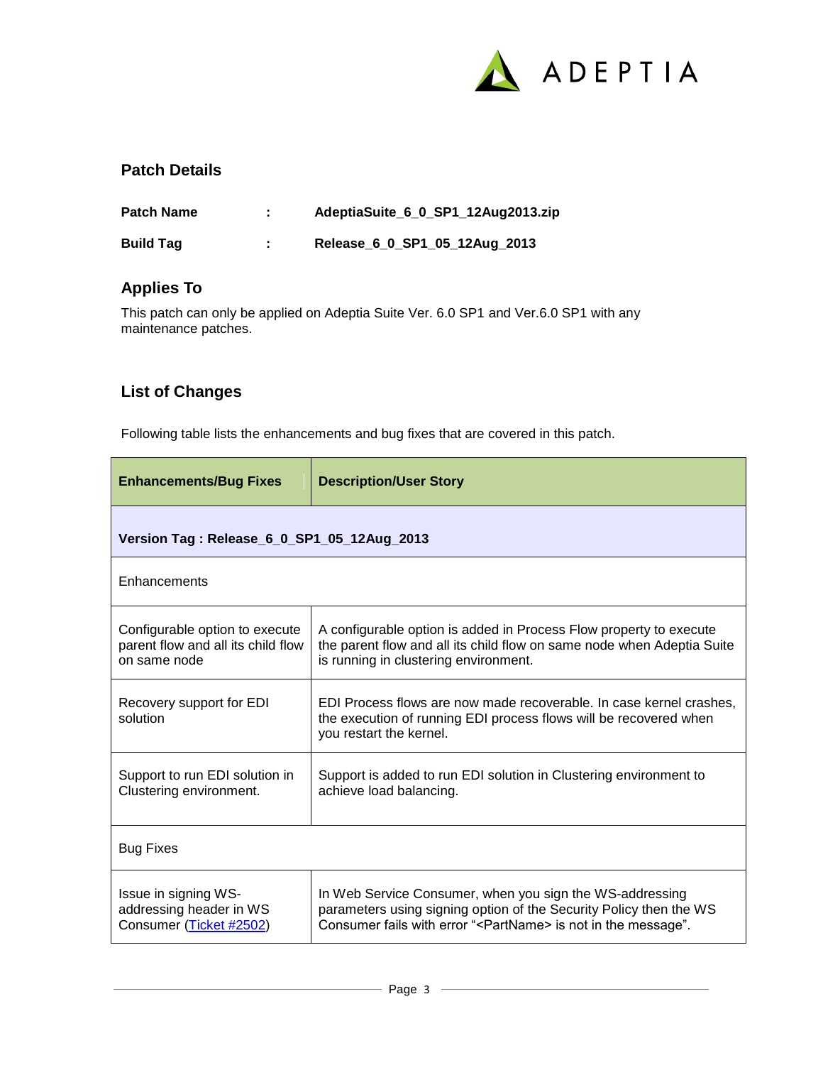## Patch Details

**Patch Name** : **AdeptiaSuite_6_0_SP1_12Aug2013.zip**

**Build Tag** : **Release_6_0_SP1_05_12Aug_2013**

## Applies To

This patch can only be applied on Adeptia Suite Ver. 6.0 SP1 and Ver.6.0 SP1 with any maintenance patches.

## List of Changes

Following table lists the enhancements and bug fixes that are covered in this patch.

| Enhancements/Bug Fixes | Description/User Story |
|---|---|
| **Version Tag : Release_6_0_SP1_05_12Aug_2013** | |
| Enhancements | |
| Configurable option to execute parent flow and all its child flow on same node | A configurable option is added in Process Flow property to execute the parent flow and all its child flow on same node when Adeptia Suite is running in clustering environment. |
| Recovery support for EDI solution | EDI Process flows are now made recoverable. In case kernel crashes, the execution of running EDI process flows will be recovered when you restart the kernel. |
| Support to run EDI solution in Clustering environment. | Support is added to run EDI solution in Clustering environment to achieve load balancing. |
| Bug Fixes | |
| Issue in signing WS-addressing header in WS Consumer (Ticket #2502) | In Web Service Consumer, when you sign the WS-addressing parameters using signing option of the Security Policy then the WS Consumer fails with error "<PartName> is not in the message". |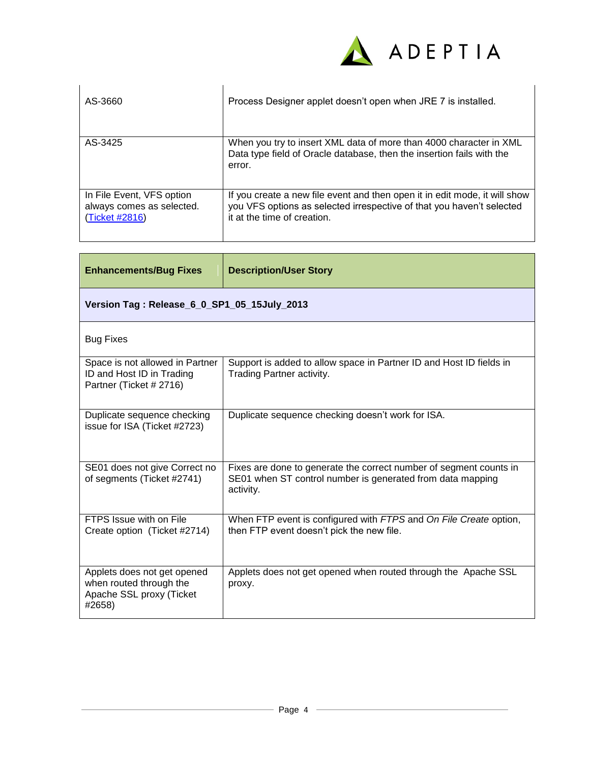| | |
|---|---|
| AS-3660 | Process Designer applet doesn't open when JRE 7 is installed. |
| AS-3425 | When you try to insert XML data of more than 4000 character in XML Data type field of Oracle database, then the insertion fails with the error. |
| In File Event, VFS option always comes as selected. (Ticket #2816) | If you create a new file event and then open it in edit mode, it will show you VFS options as selected irrespective of that you haven't selected it at the time of creation. |

| **Enhancements/Bug Fixes** | **Description/User Story** |
|---|---|
| **Version Tag : Release_6_0_SP1_05_15July_2013** | |
| Bug Fixes | |
| Space is not allowed in Partner ID and Host ID in Trading Partner (Ticket # 2716) | Support is added to allow space in Partner ID and Host ID fields in Trading Partner activity. |
| Duplicate sequence checking issue for ISA (Ticket #2723) | Duplicate sequence checking doesn't work for ISA. |
| SE01 does not give Correct no of segments (Ticket #2741) | Fixes are done to generate the correct number of segment counts in SE01 when ST control number is generated from data mapping activity. |
| FTPS Issue with on File Create option (Ticket #2714) | When FTP event is configured with *FTPS* and *On File Create* option, then FTP event doesn't pick the new file. |
| Applets does not get opened when routed through the Apache SSL proxy (Ticket #2658) | Applets does not get opened when routed through the Apache SSL proxy. |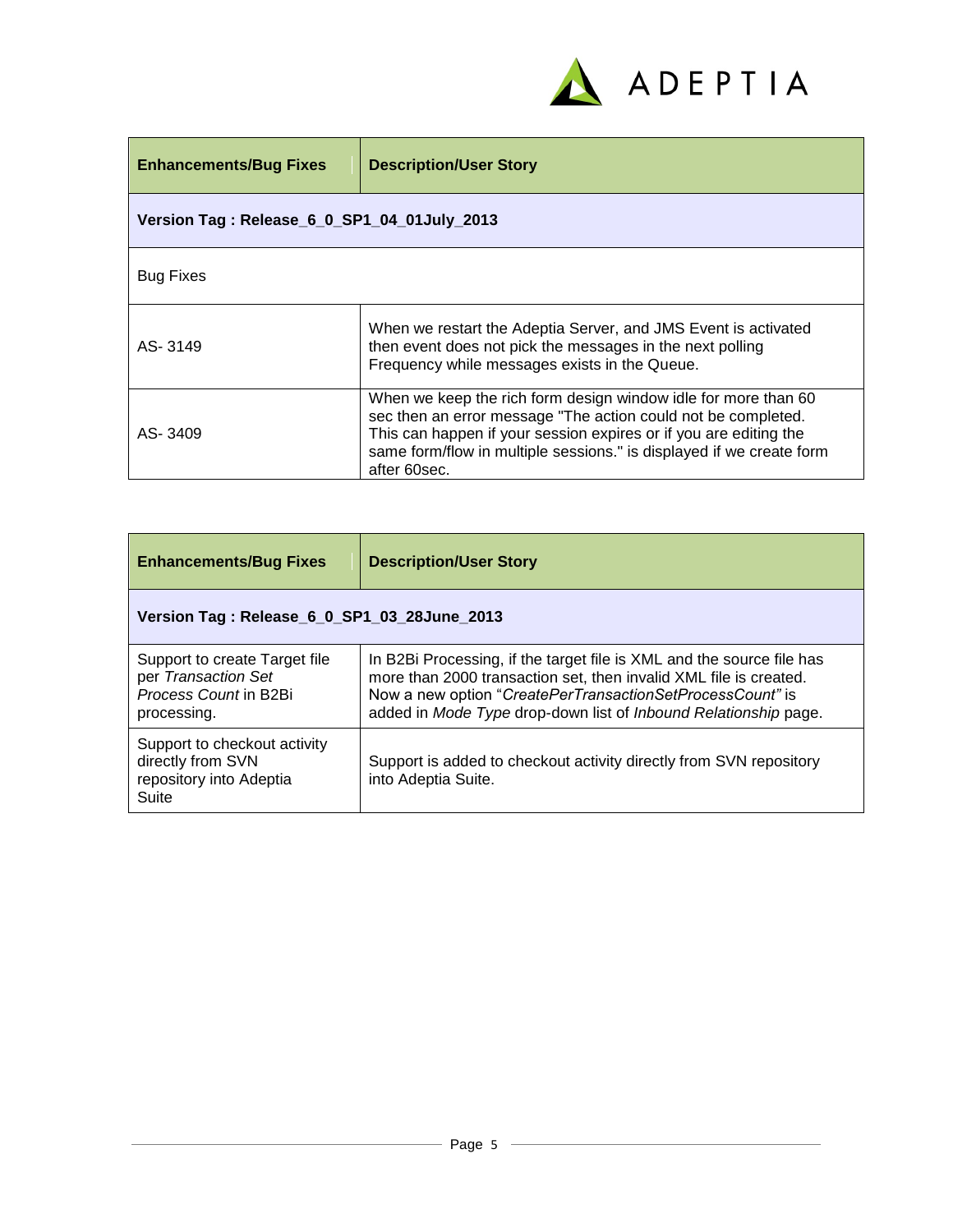| **Enhancements/Bug Fixes** | **Description/User Story** |
| --- | --- |
| **Version Tag : Release_6_0_SP1_04_01July_2013** | |
| Bug Fixes | |
| AS- 3149 | When we restart the Adeptia Server, and JMS Event is activated then event does not pick the messages in the next polling Frequency while messages exists in the Queue. |
| AS- 3409 | When we keep the rich form design window idle for more than 60 sec then an error message "The action could not be completed. This can happen if your session expires or if you are editing the same form/flow in multiple sessions." is displayed if we create form after 60sec. |

| **Enhancements/Bug Fixes** | **Description/User Story** |
| --- | --- |
| **Version Tag : Release_6_0_SP1_03_28June_2013** | |
| Support to create Target file per *Transaction Set Process Count* in B2Bi processing. | In B2Bi Processing, if the target file is XML and the source file has more than 2000 transaction set, then invalid XML file is created. Now a new option "*CreatePerTransactionSetProcessCount"* is added in *Mode Type* drop-down list of *Inbound Relationship* page. |
| Support to checkout activity directly from SVN repository into Adeptia Suite | Support is added to checkout activity directly from SVN repository into Adeptia Suite. |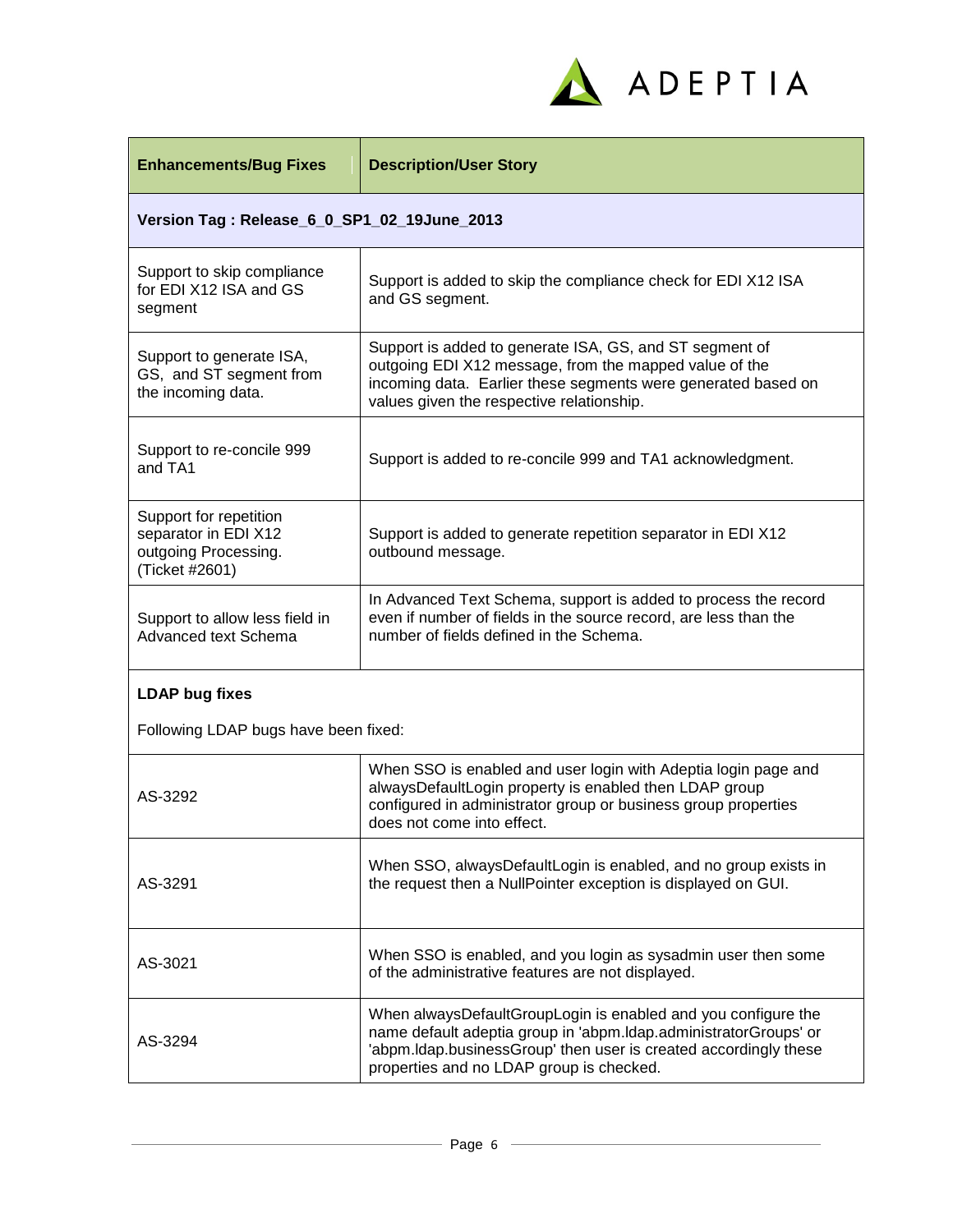| Enhancements/Bug Fixes | Description/User Story |
| --- | --- |
| **Version Tag : Release_6_0_SP1_02_19June_2013** | |
| Support to skip compliance for EDI X12 ISA and GS segment | Support is added to skip the compliance check for EDI X12 ISA and GS segment. |
| Support to generate ISA, GS, and ST segment from the incoming data. | Support is added to generate ISA, GS, and ST segment of outgoing EDI X12 message, from the mapped value of the incoming data. Earlier these segments were generated based on values given the respective relationship. |
| Support to re-concile 999 and TA1 | Support is added to re-concile 999 and TA1 acknowledgment. |
| Support for repetition separator in EDI X12 outgoing Processing. (Ticket #2601) | Support is added to generate repetition separator in EDI X12 outbound message. |
| Support to allow less field in Advanced text Schema | In Advanced Text Schema, support is added to process the record even if number of fields in the source record, are less than the number of fields defined in the Schema. |
| **LDAP bug fixes**<br><br>Following LDAP bugs have been fixed: | |
| AS-3292 | When SSO is enabled and user login with Adeptia login page and alwaysDefaultLogin property is enabled then LDAP group configured in administrator group or business group properties does not come into effect. |
| AS-3291 | When SSO, alwaysDefaultLogin is enabled, and no group exists in the request then a NullPointer exception is displayed on GUI. |
| AS-3021 | When SSO is enabled, and you login as sysadmin user then some of the administrative features are not displayed. |
| AS-3294 | When alwaysDefaultGroupLogin is enabled and you configure the name default adeptia group in 'abpm.ldap.administratorGroups' or 'abpm.ldap.businessGroup' then user is created accordingly these properties and no LDAP group is checked. |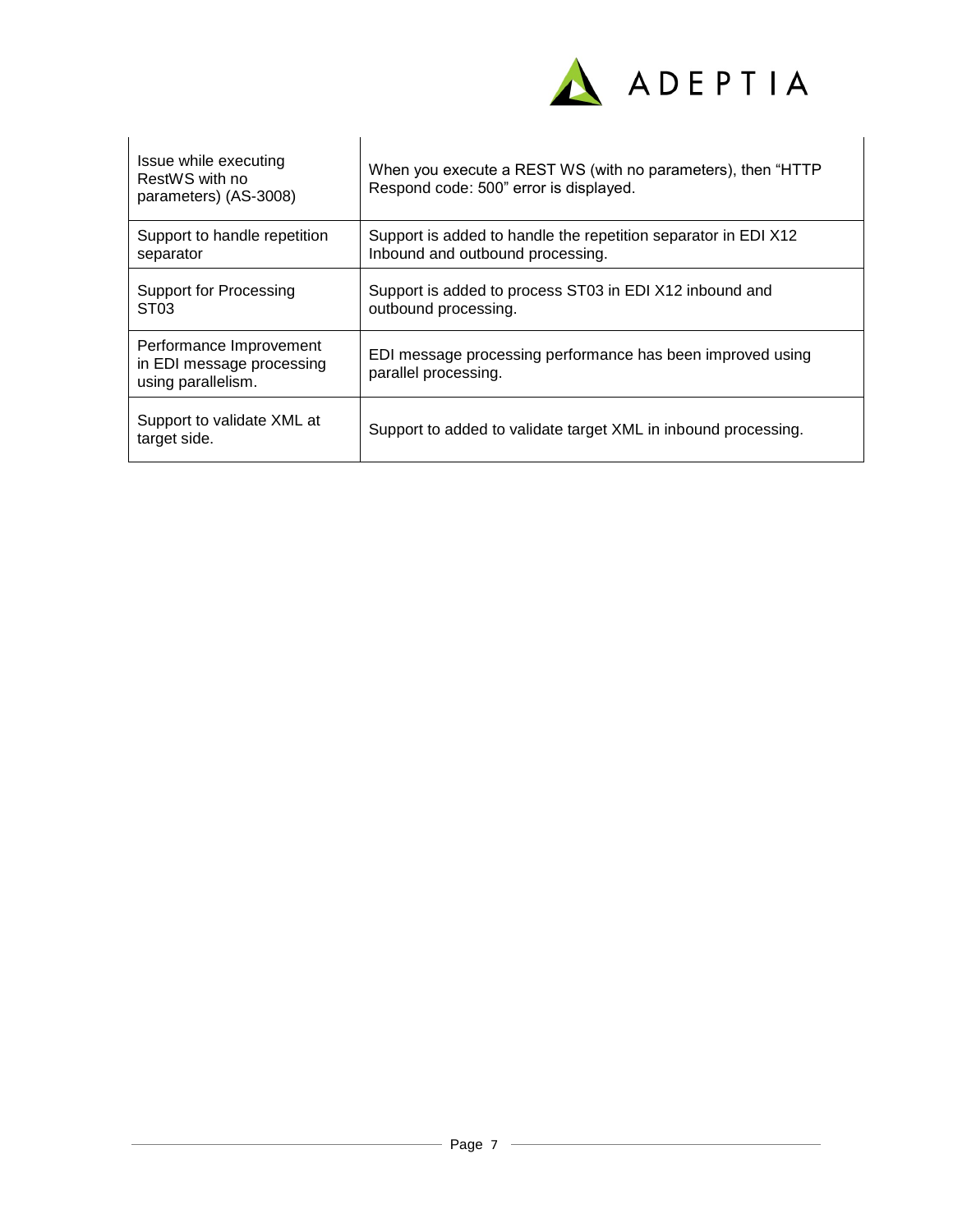| | |
|---|---|
| Issue while executing RestWS with no parameters) (AS-3008) | When you execute a REST WS (with no parameters), then "HTTP Respond code: 500" error is displayed. |
| Support to handle repetition separator | Support is added to handle the repetition separator in EDI X12 Inbound and outbound processing. |
| Support for Processing ST03 | Support is added to process ST03 in EDI X12 inbound and outbound processing. |
| Performance Improvement in EDI message processing using parallelism. | EDI message processing performance has been improved using parallel processing. |
| Support to validate XML at target side. | Support to added to validate target XML in inbound processing. |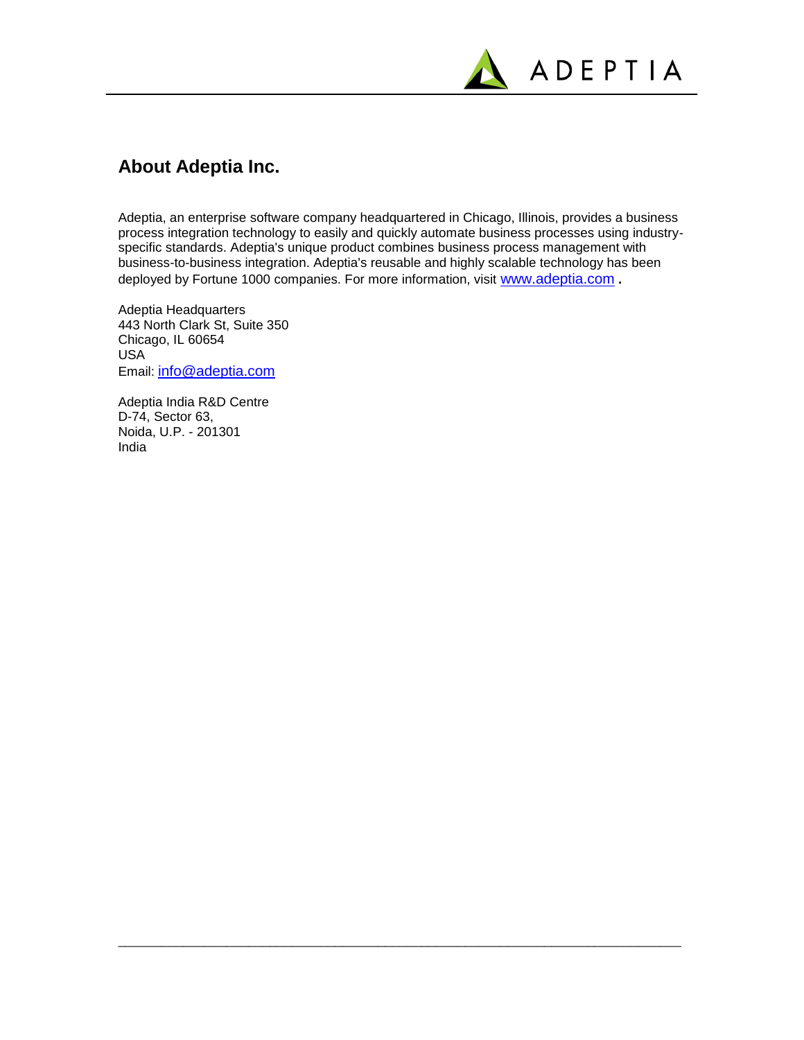## About Adeptia Inc.

Adeptia, an enterprise software company headquartered in Chicago, Illinois, provides a business process integration technology to easily and quickly automate business processes using industry-specific standards. Adeptia's unique product combines business process management with business-to-business integration. Adeptia's reusable and highly scalable technology has been deployed by Fortune 1000 companies. For more information, visit www.adeptia.com .

Adeptia Headquarters
443 North Clark St, Suite 350
Chicago, IL 60654
USA
Email: info@adeptia.com

Adeptia India R&D Centre
D-74, Sector 63,
Noida, U.P. - 201301
India